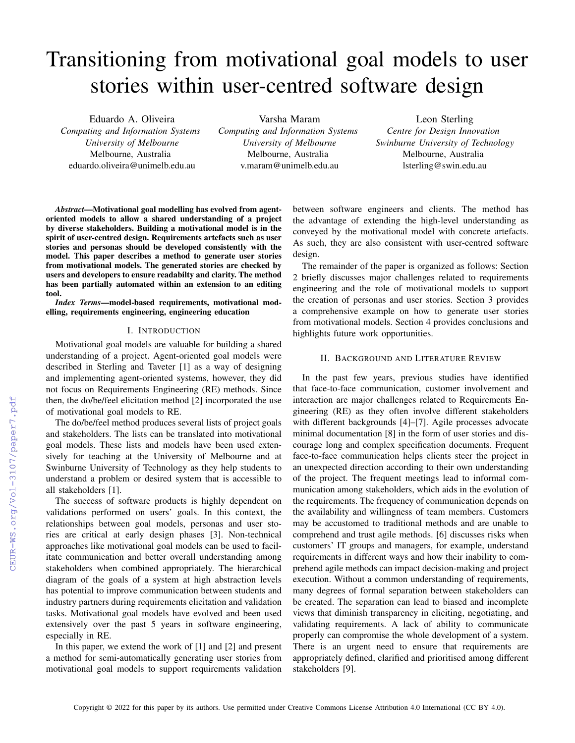# Transitioning from motivational goal models to user stories within user-centred software design

Eduardo A. Oliveira
*Computing and Information Systems*
*University of Melbourne*
Melbourne, Australia
eduardo.oliveira@unimelb.edu.au

Varsha Maram
*Computing and Information Systems*
*University of Melbourne*
Melbourne, Australia
v.maram@unimelb.edu.au

Leon Sterling
*Centre for Design Innovation*
*Swinburne University of Technology*
Melbourne, Australia
lsterling@swin.edu.au

***Abstract*—Motivational goal modelling has evolved from agent-oriented models to allow a shared understanding of a project by diverse stakeholders. Building a motivational model is in the spirit of user-centred design. Requirements artefacts such as user stories and personas should be developed consistently with the model. This paper describes a method to generate user stories from motivational models. The generated stories are checked by users and developers to ensure readabilty and clarity. The method has been partially automated within an extension to an editing tool.**

***Index Terms*—model-based requirements, motivational modelling, requirements engineering, engineering education**

## I. Introduction

Motivational goal models are valuable for building a shared understanding of a project. Agent-oriented goal models were described in Sterling and Taveter [1] as a way of designing and implementing agent-oriented systems, however, they did not focus on Requirements Engineering (RE) methods. Since then, the do/be/feel elicitation method [2] incorporated the use of motivational goal models to RE.

The do/be/feel method produces several lists of project goals and stakeholders. The lists can be translated into motivational goal models. These lists and models have been used extensively for teaching at the University of Melbourne and at Swinburne University of Technology as they help students to understand a problem or desired system that is accessible to all stakeholders [1].

The success of software products is highly dependent on validations performed on users' goals. In this context, the relationships between goal models, personas and user stories are critical at early design phases [3]. Non-technical approaches like motivational goal models can be used to facilitate communication and better overall understanding among stakeholders when combined appropriately. The hierarchical diagram of the goals of a system at high abstraction levels has potential to improve communication between students and industry partners during requirements elicitation and validation tasks. Motivational goal models have evolved and been used extensively over the past 5 years in software engineering, especially in RE.

In this paper, we extend the work of [1] and [2] and present a method for semi-automatically generating user stories from motivational goal models to support requirements validation between software engineers and clients. The method has the advantage of extending the high-level understanding as conveyed by the motivational model with concrete artefacts. As such, they are also consistent with user-centred software design.

The remainder of the paper is organized as follows: Section 2 briefly discusses major challenges related to requirements engineering and the role of motivational models to support the creation of personas and user stories. Section 3 provides a comprehensive example on how to generate user stories from motivational models. Section 4 provides conclusions and highlights future work opportunities.

## II. Background and Literature Review

In the past few years, previous studies have identified that face-to-face communication, customer involvement and interaction are major challenges related to Requirements Engineering (RE) as they often involve different stakeholders with different backgrounds [4]–[7]. Agile processes advocate minimal documentation [8] in the form of user stories and discourage long and complex specification documents. Frequent face-to-face communication helps clients steer the project in an unexpected direction according to their own understanding of the project. The frequent meetings lead to informal communication among stakeholders, which aids in the evolution of the requirements. The frequency of communication depends on the availability and willingness of team members. Customers may be accustomed to traditional methods and are unable to comprehend and trust agile methods. [6] discusses risks when customers' IT groups and managers, for example, understand requirements in different ways and how their inability to comprehend agile methods can impact decision-making and project execution. Without a common understanding of requirements, many degrees of formal separation between stakeholders can be created. The separation can lead to biased and incomplete views that diminish transparency in eliciting, negotiating, and validating requirements. A lack of ability to communicate properly can compromise the whole development of a system. There is an urgent need to ensure that requirements are appropriately defined, clarified and prioritised among different stakeholders [9].

Copyright © 2022 for this paper by its authors. Use permitted under Creative Commons License Attribution 4.0 International (CC BY 4.0).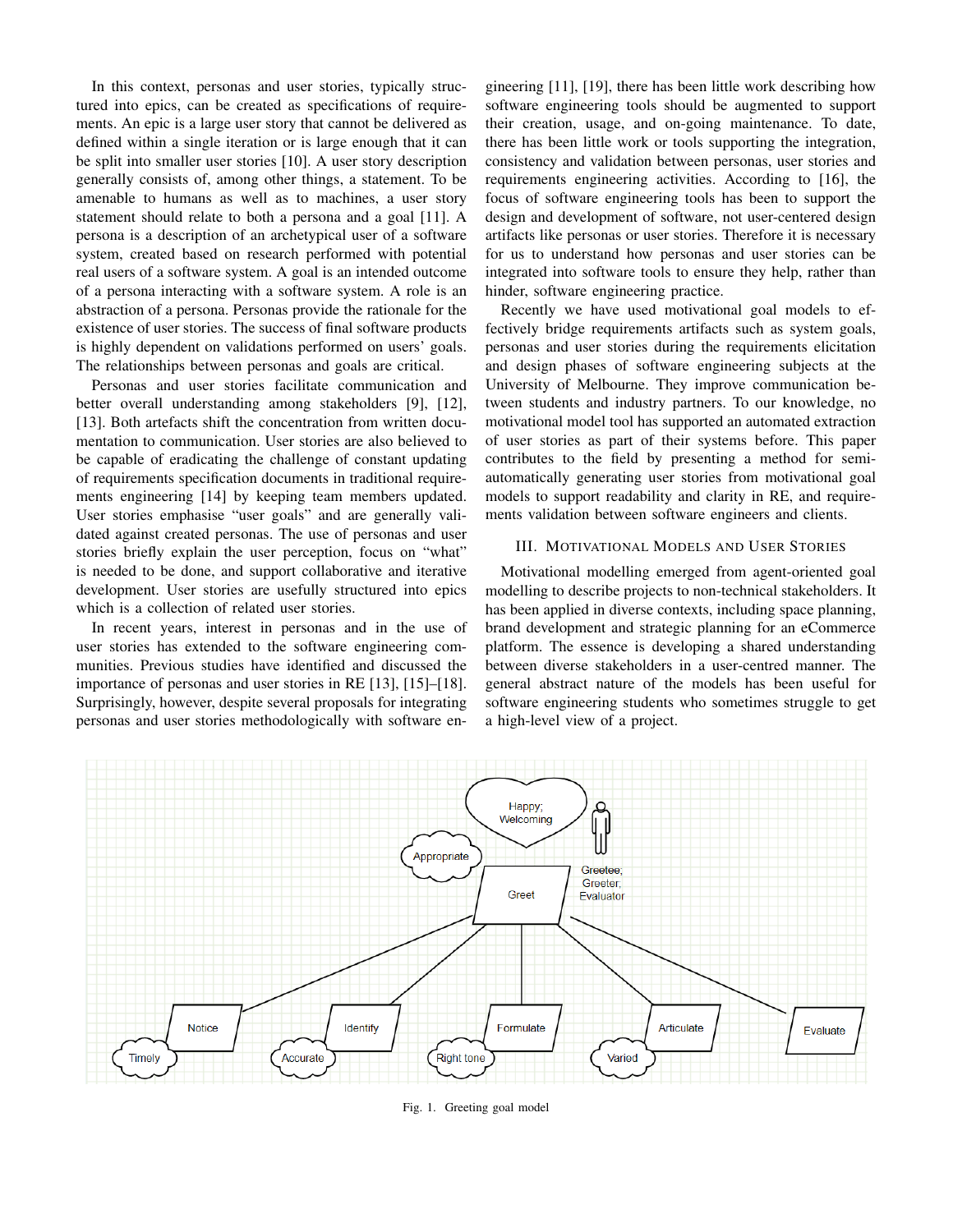In this context, personas and user stories, typically structured into epics, can be created as specifications of requirements. An epic is a large user story that cannot be delivered as defined within a single iteration or is large enough that it can be split into smaller user stories [10]. A user story description generally consists of, among other things, a statement. To be amenable to humans as well as to machines, a user story statement should relate to both a persona and a goal [11]. A persona is a description of an archetypical user of a software system, created based on research performed with potential real users of a software system. A goal is an intended outcome of a persona interacting with a software system. A role is an abstraction of a persona. Personas provide the rationale for the existence of user stories. The success of final software products is highly dependent on validations performed on users' goals. The relationships between personas and goals are critical.

Personas and user stories facilitate communication and better overall understanding among stakeholders [9], [12], [13]. Both artefacts shift the concentration from written documentation to communication. User stories are also believed to be capable of eradicating the challenge of constant updating of requirements specification documents in traditional requirements engineering [14] by keeping team members updated. User stories emphasise "user goals" and are generally validated against created personas. The use of personas and user stories briefly explain the user perception, focus on "what" is needed to be done, and support collaborative and iterative development. User stories are usefully structured into epics which is a collection of related user stories.

In recent years, interest in personas and in the use of user stories has extended to the software engineering communities. Previous studies have identified and discussed the importance of personas and user stories in RE [13], [15]–[18]. Surprisingly, however, despite several proposals for integrating personas and user stories methodologically with software engineering [11], [19], there has been little work describing how software engineering tools should be augmented to support their creation, usage, and on-going maintenance. To date, there has been little work or tools supporting the integration, consistency and validation between personas, user stories and requirements engineering activities. According to [16], the focus of software engineering tools has been to support the design and development of software, not user-centered design artifacts like personas or user stories. Therefore it is necessary for us to understand how personas and user stories can be integrated into software tools to ensure they help, rather than hinder, software engineering practice.

Recently we have used motivational goal models to effectively bridge requirements artifacts such as system goals, personas and user stories during the requirements elicitation and design phases of software engineering subjects at the University of Melbourne. They improve communication between students and industry partners. To our knowledge, no motivational model tool has supported an automated extraction of user stories as part of their systems before. This paper contributes to the field by presenting a method for semi-automatically generating user stories from motivational goal models to support readability and clarity in RE, and requirements validation between software engineers and clients.

## III. Motivational Models and User Stories

Motivational modelling emerged from agent-oriented goal modelling to describe projects to non-technical stakeholders. It has been applied in diverse contexts, including space planning, brand development and strategic planning for an eCommerce platform. The essence is developing a shared understanding between diverse stakeholders in a user-centred manner. The general abstract nature of the models has been useful for software engineering students who sometimes struggle to get a high-level view of a project.

Fig. 1. Greeting goal model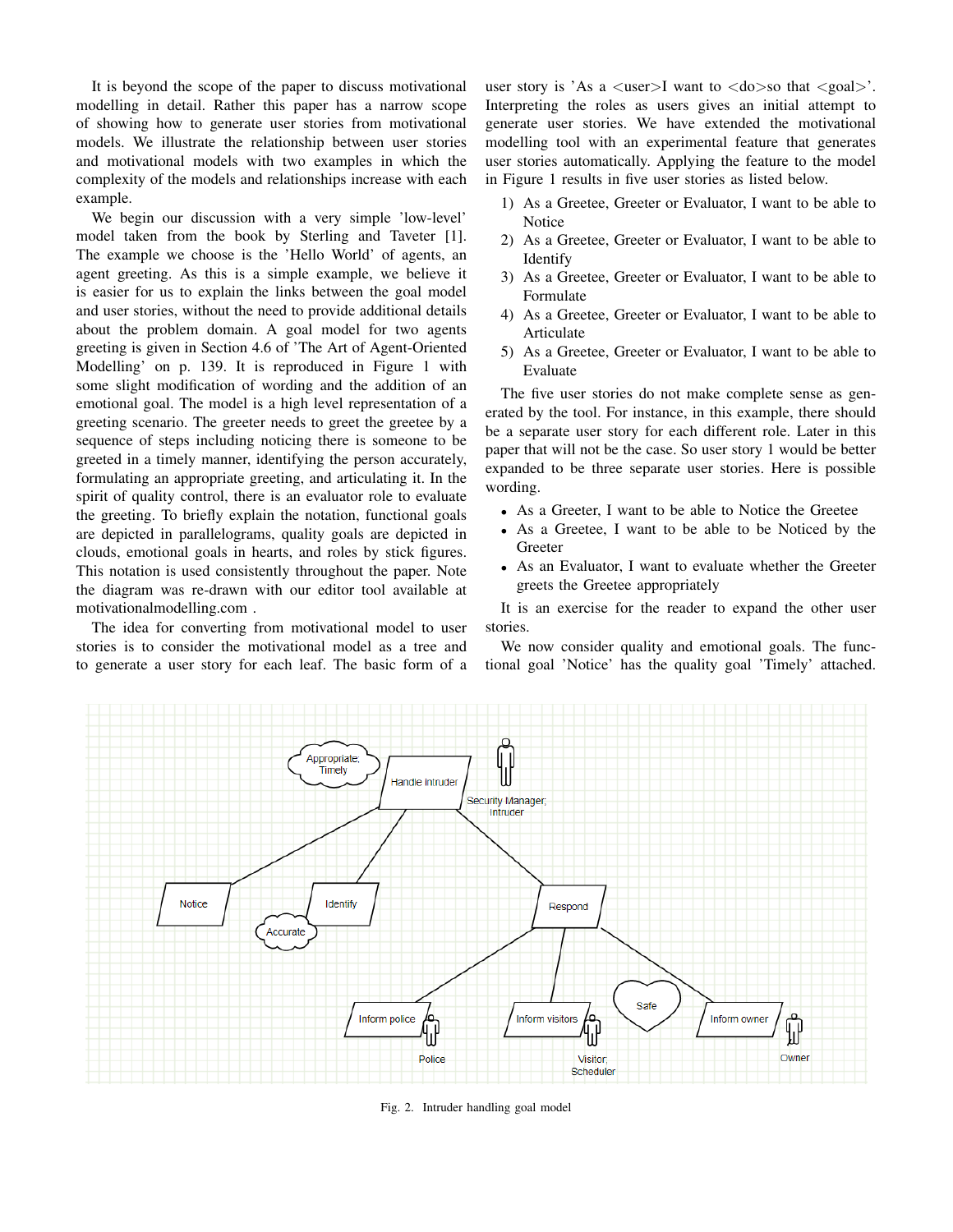It is beyond the scope of the paper to discuss motivational modelling in detail. Rather this paper has a narrow scope of showing how to generate user stories from motivational models. We illustrate the relationship between user stories and motivational models with two examples in which the complexity of the models and relationships increase with each example.

We begin our discussion with a very simple 'low-level' model taken from the book by Sterling and Taveter [1]. The example we choose is the 'Hello World' of agents, an agent greeting. As this is a simple example, we believe it is easier for us to explain the links between the goal model and user stories, without the need to provide additional details about the problem domain. A goal model for two agents greeting is given in Section 4.6 of 'The Art of Agent-Oriented Modelling' on p. 139. It is reproduced in Figure 1 with some slight modification of wording and the addition of an emotional goal. The model is a high level representation of a greeting scenario. The greeter needs to greet the greetee by a sequence of steps including noticing there is someone to be greeted in a timely manner, identifying the person accurately, formulating an appropriate greeting, and articulating it. In the spirit of quality control, there is an evaluator role to evaluate the greeting. To briefly explain the notation, functional goals are depicted in parallelograms, quality goals are depicted in clouds, emotional goals in hearts, and roles by stick figures. This notation is used consistently throughout the paper. Note the diagram was re-drawn with our editor tool available at motivationalmodelling.com .

The idea for converting from motivational model to user stories is to consider the motivational model as a tree and to generate a user story for each leaf. The basic form of a user story is 'As a <user>I want to <do>so that <goal>'. Interpreting the roles as users gives an initial attempt to generate user stories. We have extended the motivational modelling tool with an experimental feature that generates user stories automatically. Applying the feature to the model in Figure 1 results in five user stories as listed below.

1) As a Greetee, Greeter or Evaluator, I want to be able to Notice
2) As a Greetee, Greeter or Evaluator, I want to be able to Identify
3) As a Greetee, Greeter or Evaluator, I want to be able to Formulate
4) As a Greetee, Greeter or Evaluator, I want to be able to Articulate
5) As a Greetee, Greeter or Evaluator, I want to be able to Evaluate

The five user stories do not make complete sense as generated by the tool. For instance, in this example, there should be a separate user story for each different role. Later in this paper that will not be the case. So user story 1 would be better expanded to be three separate user stories. Here is possible wording.

- As a Greeter, I want to be able to Notice the Greetee
- As a Greetee, I want to be able to be Noticed by the Greeter
- As an Evaluator, I want to evaluate whether the Greeter greets the Greetee appropriately

It is an exercise for the reader to expand the other user stories.

We now consider quality and emotional goals. The functional goal 'Notice' has the quality goal 'Timely' attached.

Fig. 2. Intruder handling goal model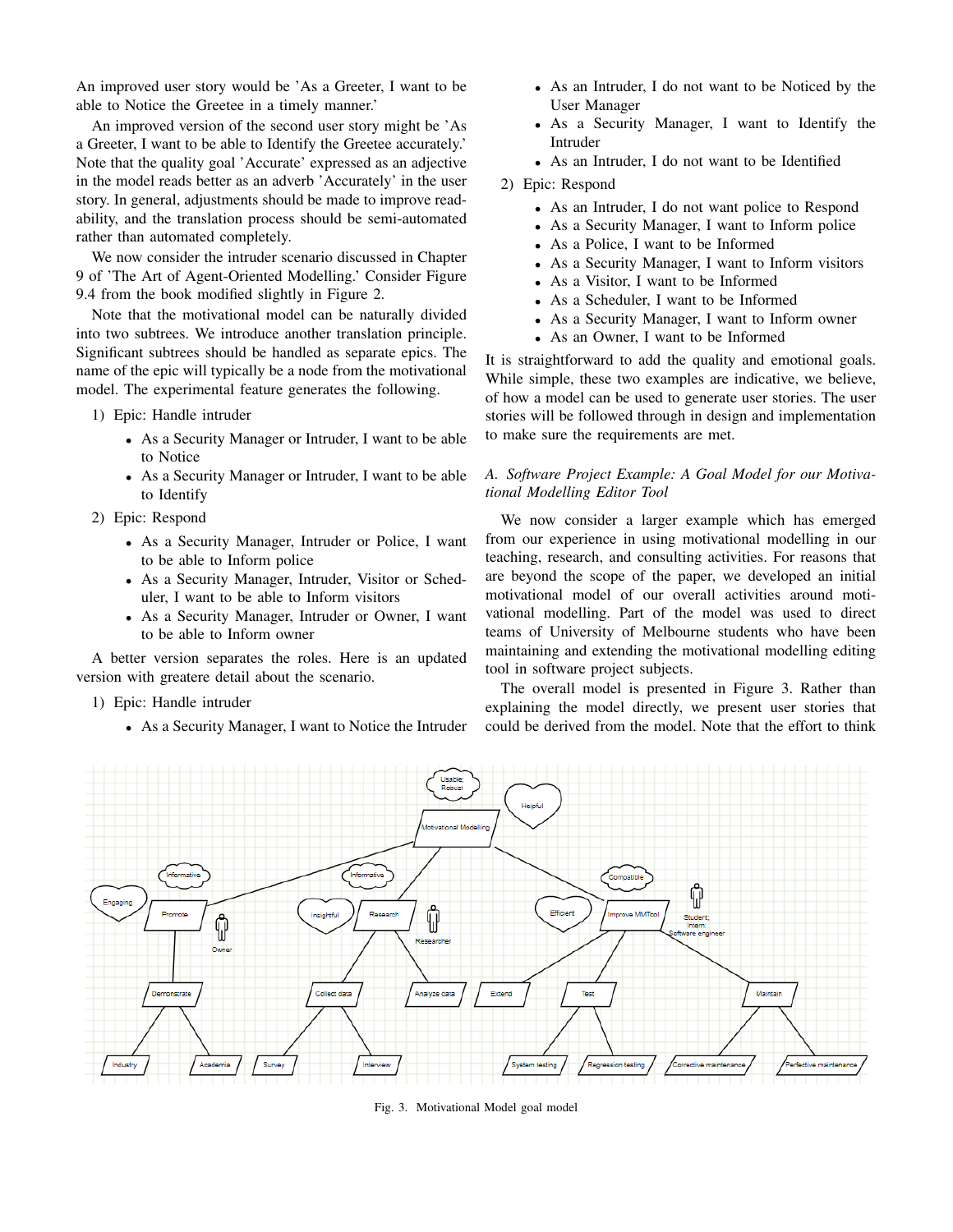An improved user story would be 'As a Greeter, I want to be able to Notice the Greetee in a timely manner.'

An improved version of the second user story might be 'As a Greeter, I want to be able to Identify the Greetee accurately.' Note that the quality goal 'Accurate' expressed as an adjective in the model reads better as an adverb 'Accurately' in the user story. In general, adjustments should be made to improve readability, and the translation process should be semi-automated rather than automated completely.

We now consider the intruder scenario discussed in Chapter 9 of 'The Art of Agent-Oriented Modelling.' Consider Figure 9.4 from the book modified slightly in Figure 2.

Note that the motivational model can be naturally divided into two subtrees. We introduce another translation principle. Significant subtrees should be handled as separate epics. The name of the epic will typically be a node from the motivational model. The experimental feature generates the following.

1) Epic: Handle intruder
   - As a Security Manager or Intruder, I want to be able to Notice
   - As a Security Manager or Intruder, I want to be able to Identify
2) Epic: Respond
   - As a Security Manager, Intruder or Police, I want to be able to Inform police
   - As a Security Manager, Intruder, Visitor or Scheduler, I want to be able to Inform visitors
   - As a Security Manager, Intruder or Owner, I want to be able to Inform owner

A better version separates the roles. Here is an updated version with greatere detail about the scenario.

1) Epic: Handle intruder
   - As a Security Manager, I want to Notice the Intruder
   - As an Intruder, I do not want to be Noticed by the User Manager
   - As a Security Manager, I want to Identify the Intruder
   - As an Intruder, I do not want to be Identified
2) Epic: Respond
   - As an Intruder, I do not want police to Respond
   - As a Security Manager, I want to Inform police
   - As a Police, I want to be Informed
   - As a Security Manager, I want to Inform visitors
   - As a Visitor, I want to be Informed
   - As a Scheduler, I want to be Informed
   - As a Security Manager, I want to Inform owner
   - As an Owner, I want to be Informed

It is straightforward to add the quality and emotional goals. While simple, these two examples are indicative, we believe, of how a model can be used to generate user stories. The user stories will be followed through in design and implementation to make sure the requirements are met.

### *A. Software Project Example: A Goal Model for our Motivational Modelling Editor Tool*

We now consider a larger example which has emerged from our experience in using motivational modelling in our teaching, research, and consulting activities. For reasons that are beyond the scope of the paper, we developed an initial motivational model of our overall activities around motivational modelling. Part of the model was used to direct teams of University of Melbourne students who have been maintaining and extending the motivational modelling editing tool in software project subjects.

The overall model is presented in Figure 3. Rather than explaining the model directly, we present user stories that could be derived from the model. Note that the effort to think

Fig. 3. Motivational Model goal model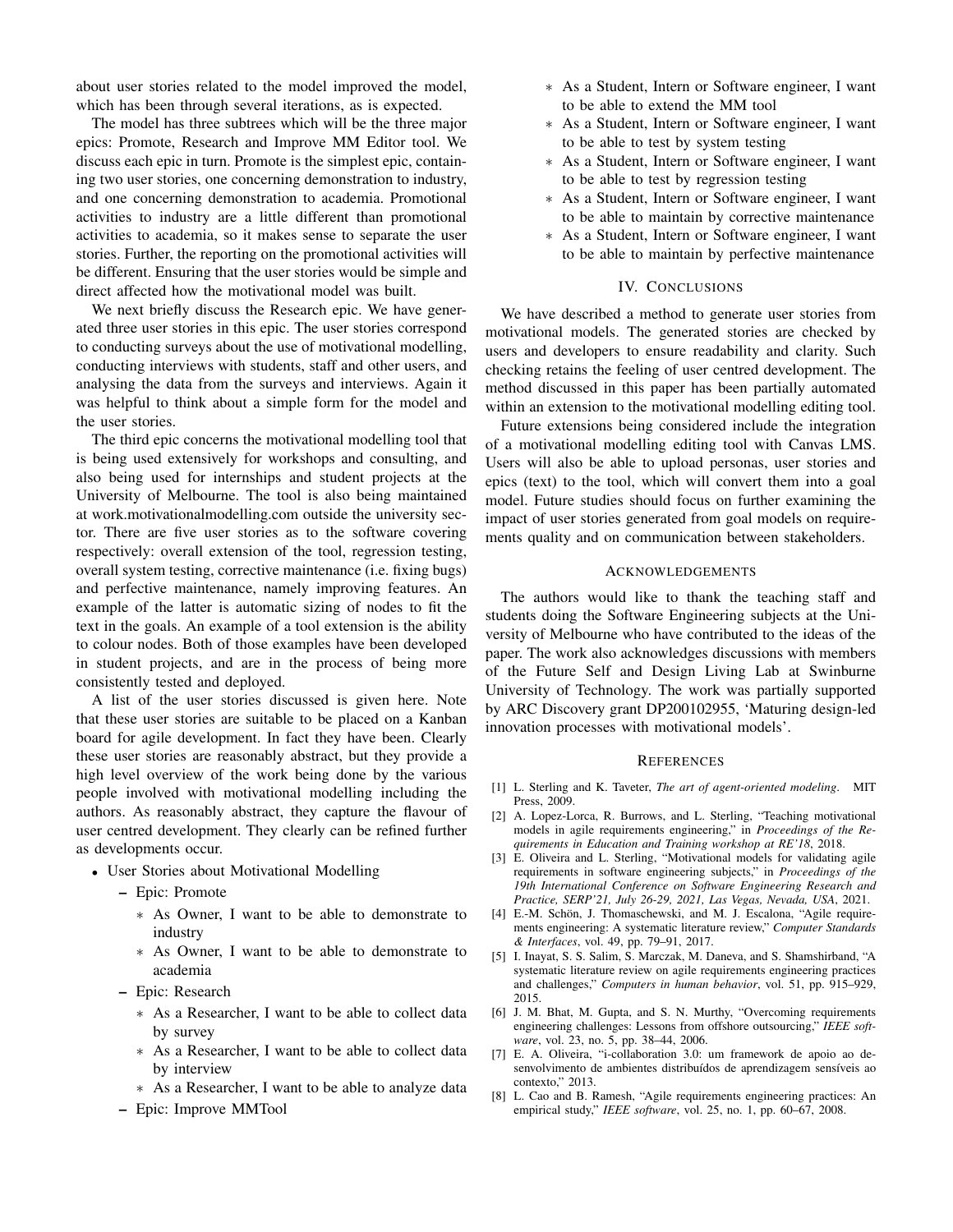about user stories related to the model improved the model, which has been through several iterations, as is expected.

The model has three subtrees which will be the three major epics: Promote, Research and Improve MM Editor tool. We discuss each epic in turn. Promote is the simplest epic, containing two user stories, one concerning demonstration to industry, and one concerning demonstration to academia. Promotional activities to industry are a little different than promotional activities to academia, so it makes sense to separate the user stories. Further, the reporting on the promotional activities will be different. Ensuring that the user stories would be simple and direct affected how the motivational model was built.

We next briefly discuss the Research epic. We have generated three user stories in this epic. The user stories correspond to conducting surveys about the use of motivational modelling, conducting interviews with students, staff and other users, and analysing the data from the surveys and interviews. Again it was helpful to think about a simple form for the model and the user stories.

The third epic concerns the motivational modelling tool that is being used extensively for workshops and consulting, and also being used for internships and student projects at the University of Melbourne. The tool is also being maintained at work.motivationalmodelling.com outside the university sector. There are five user stories as to the software covering respectively: overall extension of the tool, regression testing, overall system testing, corrective maintenance (i.e. fixing bugs) and perfective maintenance, namely improving features. An example of the latter is automatic sizing of nodes to fit the text in the goals. An example of a tool extension is the ability to colour nodes. Both of those examples have been developed in student projects, and are in the process of being more consistently tested and deployed.

A list of the user stories discussed is given here. Note that these user stories are suitable to be placed on a Kanban board for agile development. In fact they have been. Clearly these user stories are reasonably abstract, but they provide a high level overview of the work being done by the various people involved with motivational modelling including the authors. As reasonably abstract, they capture the flavour of user centred development. They clearly can be refined further as developments occur.

- User Stories about Motivational Modelling
  - Epic: Promote
    - As Owner, I want to be able to demonstrate to industry
    - As Owner, I want to be able to demonstrate to academia
  - Epic: Research
    - As a Researcher, I want to be able to collect data by survey
    - As a Researcher, I want to be able to collect data by interview
    - As a Researcher, I want to be able to analyze data
  - Epic: Improve MMTool
    - As a Student, Intern or Software engineer, I want to be able to extend the MM tool
    - As a Student, Intern or Software engineer, I want to be able to test by system testing
    - As a Student, Intern or Software engineer, I want to be able to test by regression testing
    - As a Student, Intern or Software engineer, I want to be able to maintain by corrective maintenance
    - As a Student, Intern or Software engineer, I want to be able to maintain by perfective maintenance

## IV. Conclusions

We have described a method to generate user stories from motivational models. The generated stories are checked by users and developers to ensure readability and clarity. Such checking retains the feeling of user centred development. The method discussed in this paper has been partially automated within an extension to the motivational modelling editing tool.

Future extensions being considered include the integration of a motivational modelling editing tool with Canvas LMS. Users will also be able to upload personas, user stories and epics (text) to the tool, which will convert them into a goal model. Future studies should focus on further examining the impact of user stories generated from goal models on requirements quality and on communication between stakeholders.

## Acknowledgements

The authors would like to thank the teaching staff and students doing the Software Engineering subjects at the University of Melbourne who have contributed to the ideas of the paper. The work also acknowledges discussions with members of the Future Self and Design Living Lab at Swinburne University of Technology. The work was partially supported by ARC Discovery grant DP200102955, 'Maturing design-led innovation processes with motivational models'.

## References

[1] L. Sterling and K. Taveter, *The art of agent-oriented modeling*. MIT Press, 2009.

[2] A. Lopez-Lorca, R. Burrows, and L. Sterling, "Teaching motivational models in agile requirements engineering," in *Proceedings of the Requirements in Education and Training workshop at RE'18*, 2018.

[3] E. Oliveira and L. Sterling, "Motivational models for validating agile requirements in software engineering subjects," in *Proceedings of the 19th International Conference on Software Engineering Research and Practice, SERP'21, July 26-29, 2021, Las Vegas, Nevada, USA*, 2021.

[4] E.-M. Schön, J. Thomaschewski, and M. J. Escalona, "Agile requirements engineering: A systematic literature review," *Computer Standards & Interfaces*, vol. 49, pp. 79–91, 2017.

[5] I. Inayat, S. S. Salim, S. Marczak, M. Daneva, and S. Shamshirband, "A systematic literature review on agile requirements engineering practices and challenges," *Computers in human behavior*, vol. 51, pp. 915–929, 2015.

[6] J. M. Bhat, M. Gupta, and S. N. Murthy, "Overcoming requirements engineering challenges: Lessons from offshore outsourcing," *IEEE software*, vol. 23, no. 5, pp. 38–44, 2006.

[7] E. A. Oliveira, "i-collaboration 3.0: um framework de apoio ao desenvolvimento de ambientes distribuídos de aprendizagem sensíveis ao contexto," 2013.

[8] L. Cao and B. Ramesh, "Agile requirements engineering practices: An empirical study," *IEEE software*, vol. 25, no. 1, pp. 60–67, 2008.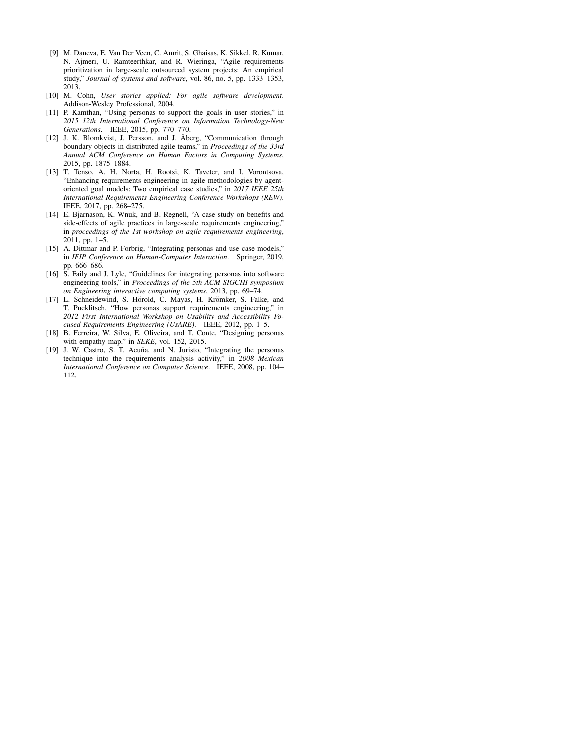[9] M. Daneva, E. Van Der Veen, C. Amrit, S. Ghaisas, K. Sikkel, R. Kumar, N. Ajmeri, U. Ramteerthkar, and R. Wieringa, "Agile requirements prioritization in large-scale outsourced system projects: An empirical study," *Journal of systems and software*, vol. 86, no. 5, pp. 1333–1353, 2013.

[10] M. Cohn, *User stories applied: For agile software development*. Addison-Wesley Professional, 2004.

[11] P. Kamthan, "Using personas to support the goals in user stories," in *2015 12th International Conference on Information Technology-New Generations*. IEEE, 2015, pp. 770–770.

[12] J. K. Blomkvist, J. Persson, and J. Åberg, "Communication through boundary objects in distributed agile teams," in *Proceedings of the 33rd Annual ACM Conference on Human Factors in Computing Systems*, 2015, pp. 1875–1884.

[13] T. Tenso, A. H. Norta, H. Rootsi, K. Taveter, and I. Vorontsova, "Enhancing requirements engineering in agile methodologies by agent-oriented goal models: Two empirical case studies," in *2017 IEEE 25th International Requirements Engineering Conference Workshops (REW)*. IEEE, 2017, pp. 268–275.

[14] E. Bjarnason, K. Wnuk, and B. Regnell, "A case study on benefits and side-effects of agile practices in large-scale requirements engineering," in *proceedings of the 1st workshop on agile requirements engineering*, 2011, pp. 1–5.

[15] A. Dittmar and P. Forbrig, "Integrating personas and use case models," in *IFIP Conference on Human-Computer Interaction*. Springer, 2019, pp. 666–686.

[16] S. Faily and J. Lyle, "Guidelines for integrating personas into software engineering tools," in *Proceedings of the 5th ACM SIGCHI symposium on Engineering interactive computing systems*, 2013, pp. 69–74.

[17] L. Schneidewind, S. Hörold, C. Mayas, H. Krömker, S. Falke, and T. Pucklitsch, "How personas support requirements engineering," in *2012 First International Workshop on Usability and Accessibility Focused Requirements Engineering (UsARE)*. IEEE, 2012, pp. 1–5.

[18] B. Ferreira, W. Silva, E. Oliveira, and T. Conte, "Designing personas with empathy map." in *SEKE*, vol. 152, 2015.

[19] J. W. Castro, S. T. Acuña, and N. Juristo, "Integrating the personas technique into the requirements analysis activity," in *2008 Mexican International Conference on Computer Science*. IEEE, 2008, pp. 104–112.